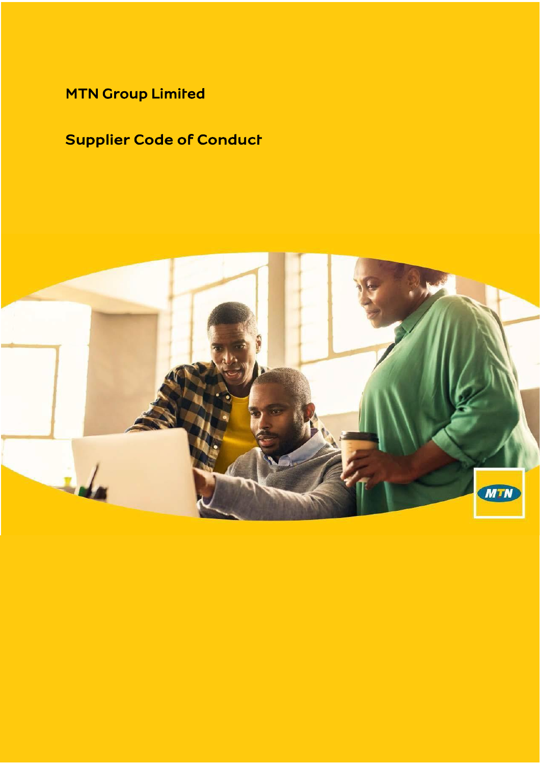# MTN Group Limited

## Supplier Code of Conduct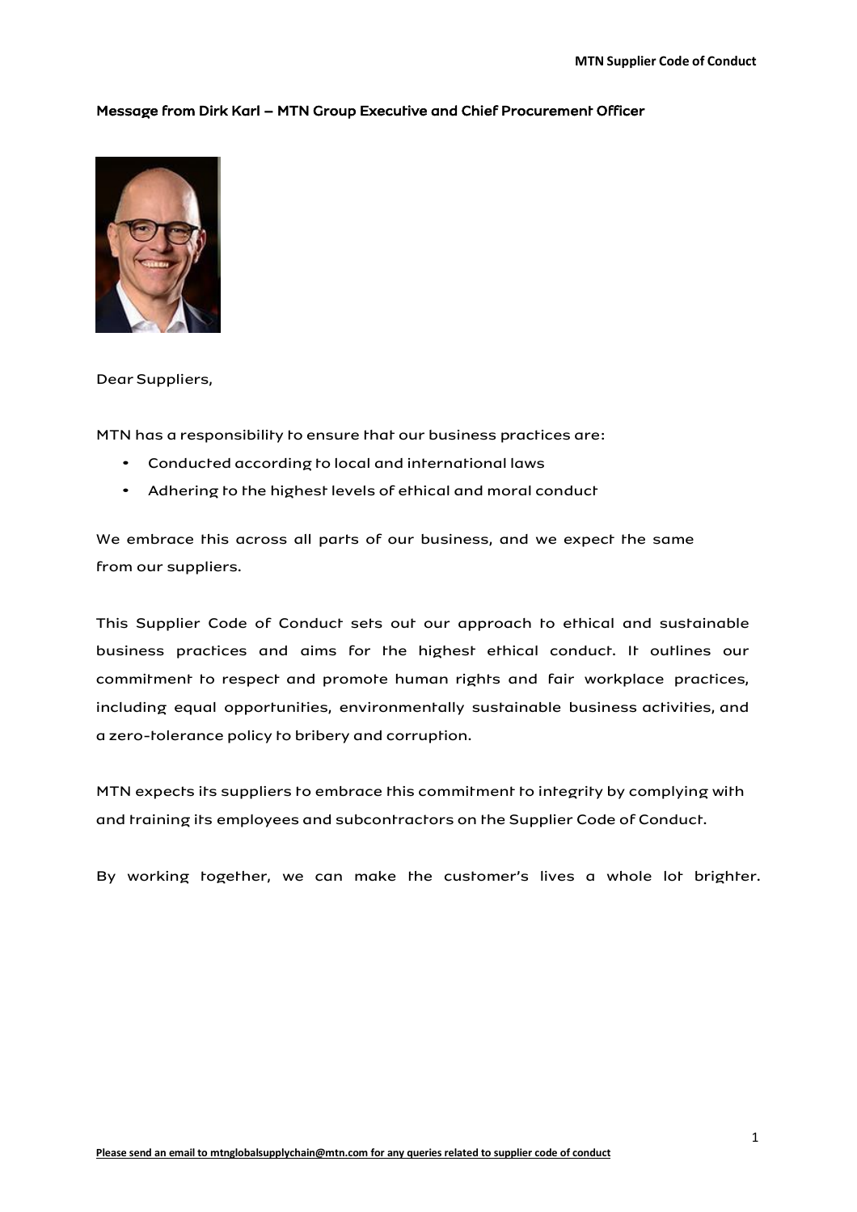## Message from Dirk Karl – MTN Group Executive and Chief Procurement Officer

Dear Suppliers,

MTN has a responsibility to ensure that our business practices are:

- Conducted according to local and international laws
- Adhering to the highest levels of ethical and moral conduct

We embrace this across all parts of our business, and we expect the same from our suppliers.

This Supplier Code of Conduct sets out our approach to ethical and sustainable business practices and aims for the highest ethical conduct. It outlines our commitment to respect and promote human rights and fair workplace practices, including equal opportunities, environmentally sustainable business activities, and a zero-tolerance policy to bribery and corruption.

MTN expects its suppliers to embrace this commitment to integrity by complying with and training its employees and subcontractors on the Supplier Code of Conduct.

By working together, we can make the customer's lives a whole lot brighter.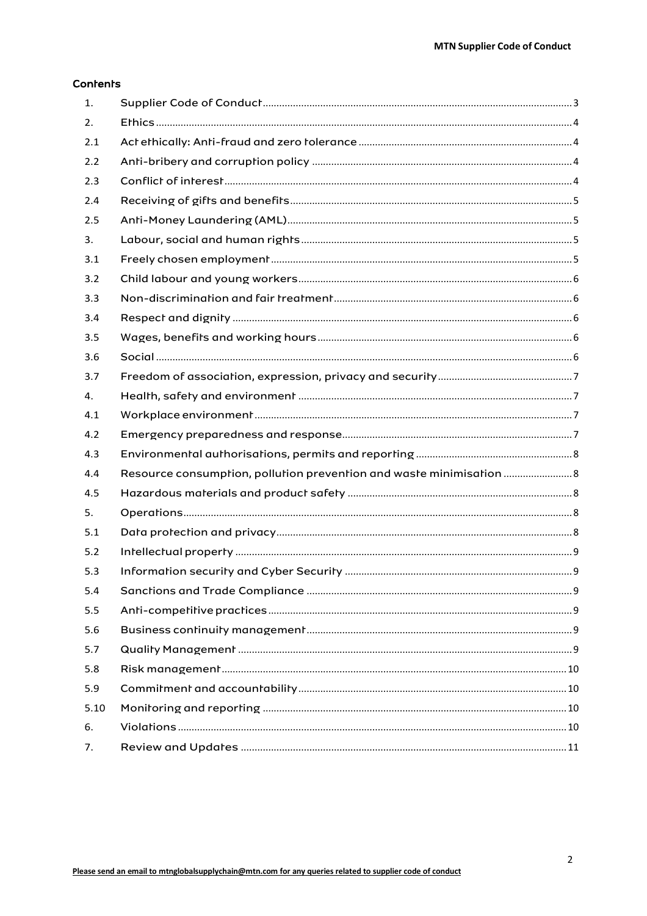## Contents

| | | |
|---|---|---|
| 1. | Supplier Code of Conduct | 3 |
| 2. | Ethics | 4 |
| 2.1 | Act ethically: Anti-fraud and zero tolerance | 4 |
| 2.2 | Anti-bribery and corruption policy | 4 |
| 2.3 | Conflict of interest | 4 |
| 2.4 | Receiving of gifts and benefits | 5 |
| 2.5 | Anti-Money Laundering (AML) | 5 |
| 3. | Labour, social and human rights | 5 |
| 3.1 | Freely chosen employment | 5 |
| 3.2 | Child labour and young workers | 6 |
| 3.3 | Non-discrimination and fair treatment | 6 |
| 3.4 | Respect and dignity | 6 |
| 3.5 | Wages, benefits and working hours | 6 |
| 3.6 | Social | 6 |
| 3.7 | Freedom of association, expression, privacy and security | 7 |
| 4. | Health, safety and environment | 7 |
| 4.1 | Workplace environment | 7 |
| 4.2 | Emergency preparedness and response | 7 |
| 4.3 | Environmental authorisations, permits and reporting | 8 |
| 4.4 | Resource consumption, pollution prevention and waste minimisation | 8 |
| 4.5 | Hazardous materials and product safety | 8 |
| 5. | Operations | 8 |
| 5.1 | Data protection and privacy | 8 |
| 5.2 | Intellectual property | 9 |
| 5.3 | Information security and Cyber Security | 9 |
| 5.4 | Sanctions and Trade Compliance | 9 |
| 5.5 | Anti-competitive practices | 9 |
| 5.6 | Business continuity management | 9 |
| 5.7 | Quality Management | 9 |
| 5.8 | Risk management | 10 |
| 5.9 | Commitment and accountability | 10 |
| 5.10 | Monitoring and reporting | 10 |
| 6. | Violations | 10 |
| 7. | Review and Updates | 11 |

**Please send an email to mtnglobalsupplychain@mtn.com for any queries related to supplier code of conduct**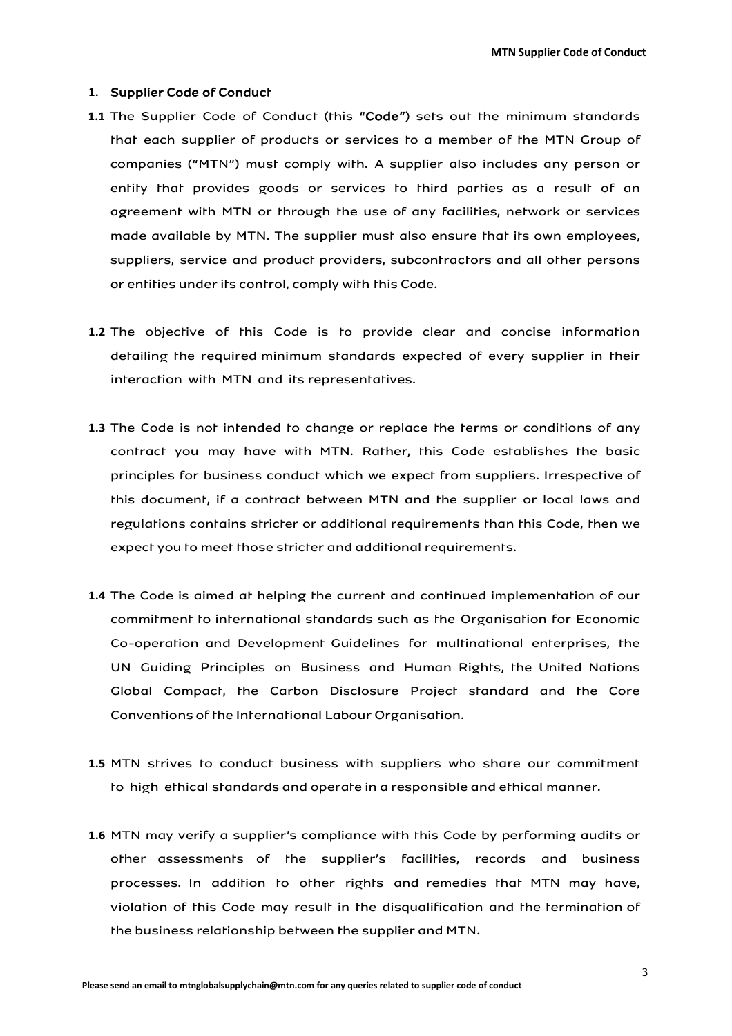## 1. Supplier Code of Conduct

**1.1** The Supplier Code of Conduct (this **"Code"**) sets out the minimum standards that each supplier of products or services to a member of the MTN Group of companies ("MTN") must comply with. A supplier also includes any person or entity that provides goods or services to third parties as a result of an agreement with MTN or through the use of any facilities, network or services made available by MTN. The supplier must also ensure that its own employees, suppliers, service and product providers, subcontractors and all other persons or entities under its control, comply with this Code.

**1.2** The objective of this Code is to provide clear and concise information detailing the required minimum standards expected of every supplier in their interaction with MTN and its representatives.

**1.3** The Code is not intended to change or replace the terms or conditions of any contract you may have with MTN. Rather, this Code establishes the basic principles for business conduct which we expect from suppliers. Irrespective of this document, if a contract between MTN and the supplier or local laws and regulations contains stricter or additional requirements than this Code, then we expect you to meet those stricter and additional requirements.

**1.4** The Code is aimed at helping the current and continued implementation of our commitment to international standards such as the Organisation for Economic Co-operation and Development Guidelines for multinational enterprises, the UN Guiding Principles on Business and Human Rights, the United Nations Global Compact, the Carbon Disclosure Project standard and the Core Conventions of the International Labour Organisation.

**1.5** MTN strives to conduct business with suppliers who share our commitment to high ethical standards and operate in a responsible and ethical manner.

**1.6** MTN may verify a supplier's compliance with this Code by performing audits or other assessments of the supplier's facilities, records and business processes. In addition to other rights and remedies that MTN may have, violation of this Code may result in the disqualification and the termination of the business relationship between the supplier and MTN.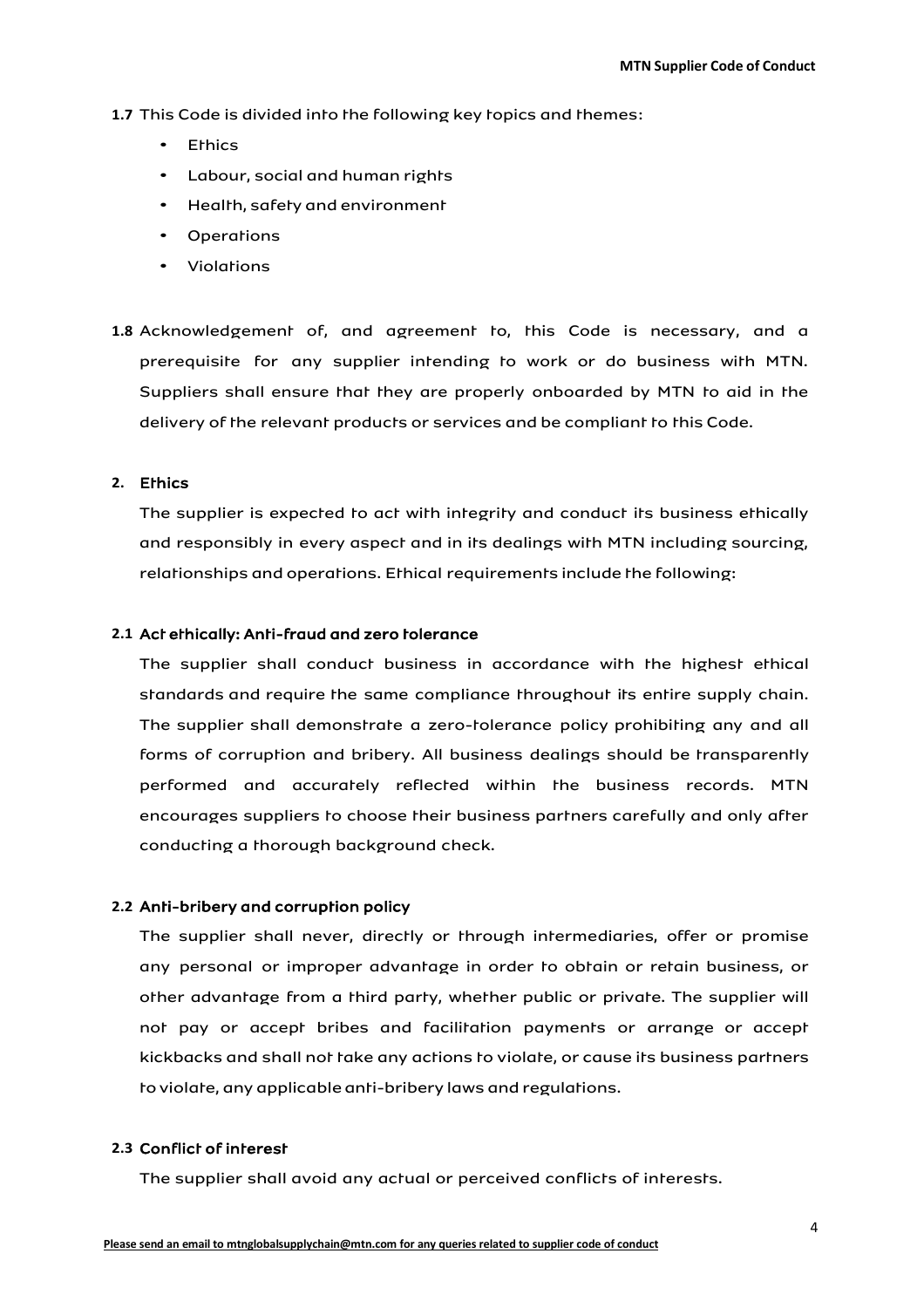**1.7** This Code is divided into the following key topics and themes:

- Ethics
- Labour, social and human rights
- Health, safety and environment
- Operations
- Violations

**1.8** Acknowledgement of, and agreement to, this Code is necessary, and a prerequisite for any supplier intending to work or do business with MTN. Suppliers shall ensure that they are properly onboarded by MTN to aid in the delivery of the relevant products or services and be compliant to this Code.

## 2. Ethics

The supplier is expected to act with integrity and conduct its business ethically and responsibly in every aspect and in its dealings with MTN including sourcing, relationships and operations. Ethical requirements include the following:

### 2.1 Act ethically: Anti-fraud and zero tolerance

The supplier shall conduct business in accordance with the highest ethical standards and require the same compliance throughout its entire supply chain. The supplier shall demonstrate a zero-tolerance policy prohibiting any and all forms of corruption and bribery. All business dealings should be transparently performed and accurately reflected within the business records. MTN encourages suppliers to choose their business partners carefully and only after conducting a thorough background check.

### 2.2 Anti-bribery and corruption policy

The supplier shall never, directly or through intermediaries, offer or promise any personal or improper advantage in order to obtain or retain business, or other advantage from a third party, whether public or private. The supplier will not pay or accept bribes and facilitation payments or arrange or accept kickbacks and shall not take any actions to violate, or cause its business partners to violate, any applicable anti-bribery laws and regulations.

### 2.3 Conflict of interest

The supplier shall avoid any actual or perceived conflicts of interests.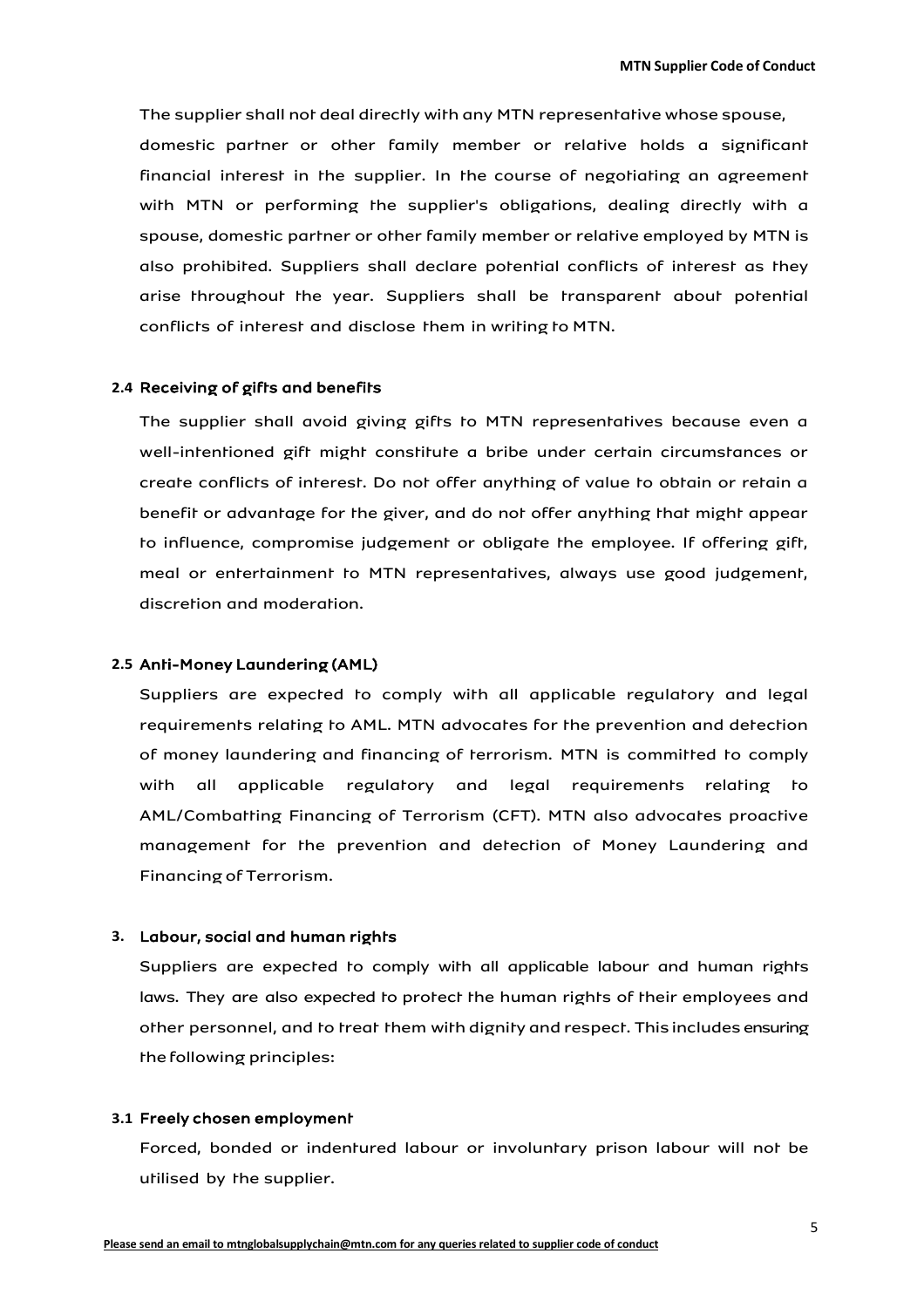The supplier shall not deal directly with any MTN representative whose spouse, domestic partner or other family member or relative holds a significant financial interest in the supplier. In the course of negotiating an agreement with MTN or performing the supplier's obligations, dealing directly with a spouse, domestic partner or other family member or relative employed by MTN is also prohibited. Suppliers shall declare potential conflicts of interest as they arise throughout the year. Suppliers shall be transparent about potential conflicts of interest and disclose them in writing to MTN.

### 2.4 Receiving of gifts and benefits

The supplier shall avoid giving gifts to MTN representatives because even a well-intentioned gift might constitute a bribe under certain circumstances or create conflicts of interest. Do not offer anything of value to obtain or retain a benefit or advantage for the giver, and do not offer anything that might appear to influence, compromise judgement or obligate the employee. If offering gift, meal or entertainment to MTN representatives, always use good judgement, discretion and moderation.

### 2.5 Anti-Money Laundering (AML)

Suppliers are expected to comply with all applicable regulatory and legal requirements relating to AML. MTN advocates for the prevention and detection of money laundering and financing of terrorism. MTN is committed to comply with all applicable regulatory and legal requirements relating to AML/Combatting Financing of Terrorism (CFT). MTN also advocates proactive management for the prevention and detection of Money Laundering and Financing of Terrorism.

## 3. Labour, social and human rights

Suppliers are expected to comply with all applicable labour and human rights laws. They are also expected to protect the human rights of their employees and other personnel, and to treat them with dignity and respect. This includes ensuring the following principles:

### 3.1 Freely chosen employment

Forced, bonded or indentured labour or involuntary prison labour will not be utilised by the supplier.

**Please send an email to mtnglobalsupplychain@mtn.com for any queries related to supplier code of conduct**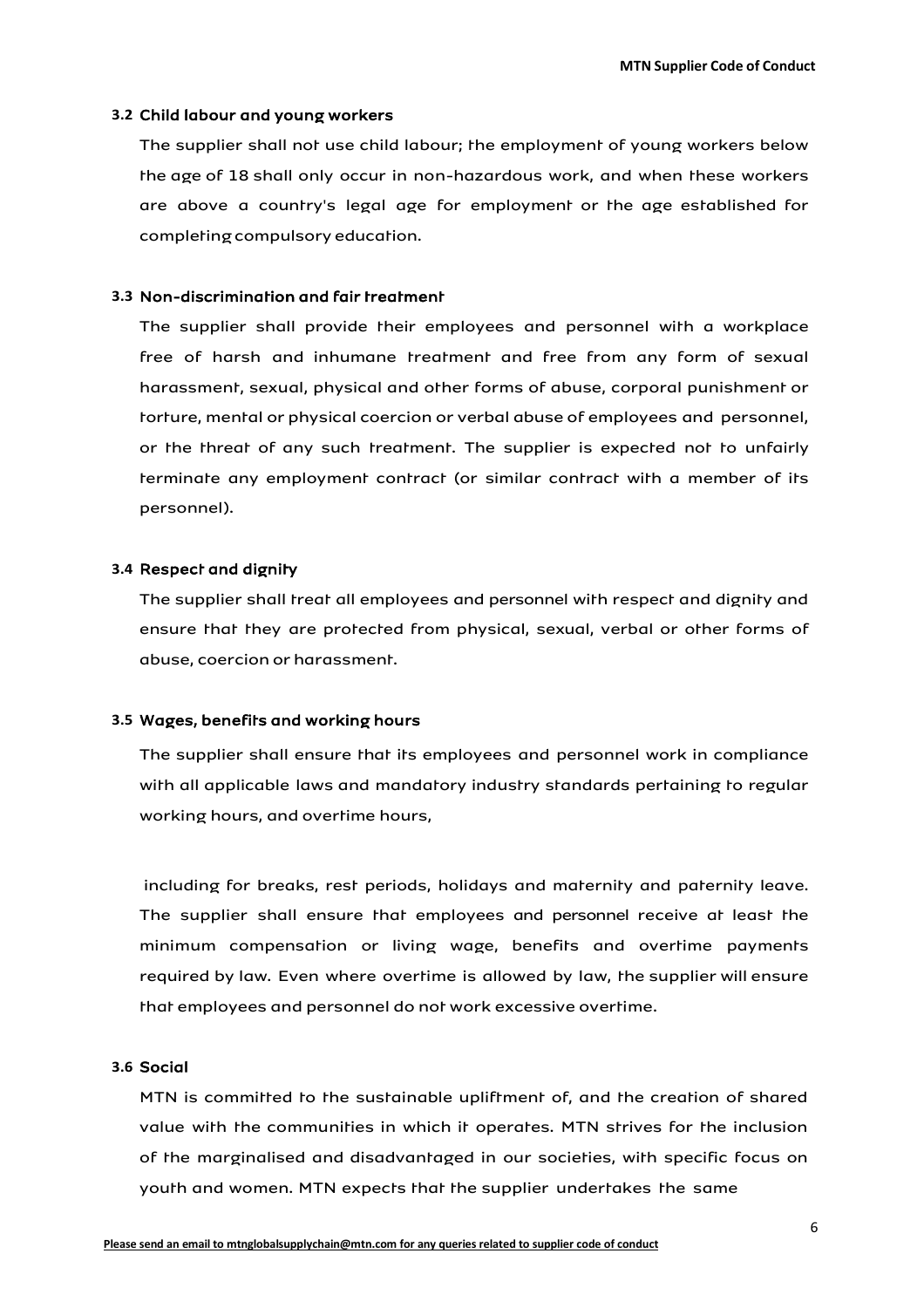### 3.2 Child labour and young workers

The supplier shall not use child labour; the employment of young workers below the age of 18 shall only occur in non-hazardous work, and when these workers are above a country's legal age for employment or the age established for completing compulsory education.

### 3.3 Non-discrimination and fair treatment

The supplier shall provide their employees and personnel with a workplace free of harsh and inhumane treatment and free from any form of sexual harassment, sexual, physical and other forms of abuse, corporal punishment or torture, mental or physical coercion or verbal abuse of employees and personnel, or the threat of any such treatment. The supplier is expected not to unfairly terminate any employment contract (or similar contract with a member of its personnel).

### 3.4 Respect and dignity

The supplier shall treat all employees and personnel with respect and dignity and ensure that they are protected from physical, sexual, verbal or other forms of abuse, coercion or harassment.

### 3.5 Wages, benefits and working hours

The supplier shall ensure that its employees and personnel work in compliance with all applicable laws and mandatory industry standards pertaining to regular working hours, and overtime hours,

including for breaks, rest periods, holidays and maternity and paternity leave. The supplier shall ensure that employees and personnel receive at least the minimum compensation or living wage, benefits and overtime payments required by law. Even where overtime is allowed by law, the supplier will ensure that employees and personnel do not work excessive overtime.

### 3.6 Social

MTN is committed to the sustainable upliftment of, and the creation of shared value with the communities in which it operates. MTN strives for the inclusion of the marginalised and disadvantaged in our societies, with specific focus on youth and women. MTN expects that the supplier undertakes the same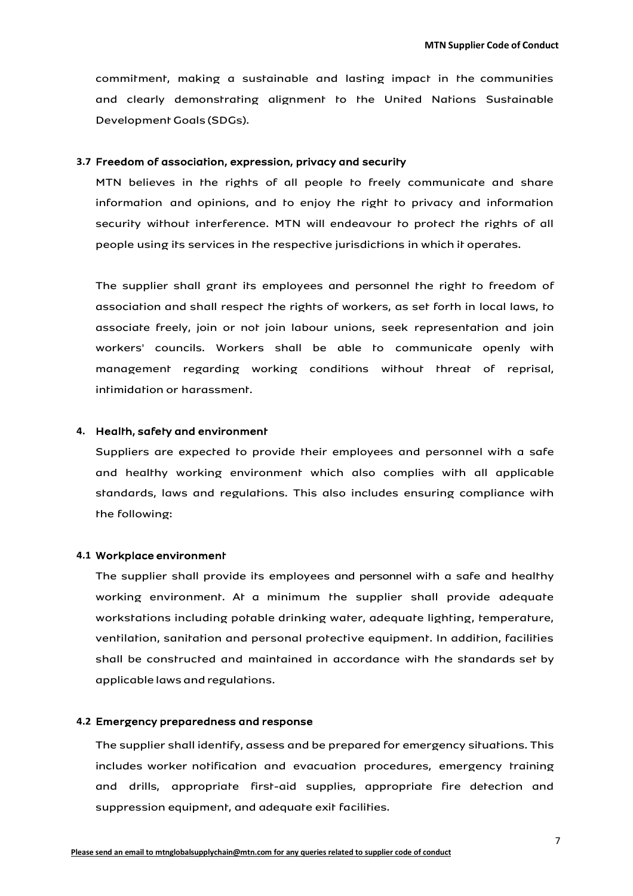commitment, making a sustainable and lasting impact in the communities and clearly demonstrating alignment to the United Nations Sustainable Development Goals (SDGs).

### 3.7 Freedom of association, expression, privacy and security

MTN believes in the rights of all people to freely communicate and share information and opinions, and to enjoy the right to privacy and information security without interference. MTN will endeavour to protect the rights of all people using its services in the respective jurisdictions in which it operates.

The supplier shall grant its employees and personnel the right to freedom of association and shall respect the rights of workers, as set forth in local laws, to associate freely, join or not join labour unions, seek representation and join workers' councils. Workers shall be able to communicate openly with management regarding working conditions without threat of reprisal, intimidation or harassment.

## 4. Health, safety and environment

Suppliers are expected to provide their employees and personnel with a safe and healthy working environment which also complies with all applicable standards, laws and regulations. This also includes ensuring compliance with the following:

### 4.1 Workplace environment

The supplier shall provide its employees and personnel with a safe and healthy working environment. At a minimum the supplier shall provide adequate workstations including potable drinking water, adequate lighting, temperature, ventilation, sanitation and personal protective equipment. In addition, facilities shall be constructed and maintained in accordance with the standards set by applicable laws and regulations.

### 4.2 Emergency preparedness and response

The supplier shall identify, assess and be prepared for emergency situations. This includes worker notification and evacuation procedures, emergency training and drills, appropriate first-aid supplies, appropriate fire detection and suppression equipment, and adequate exit facilities.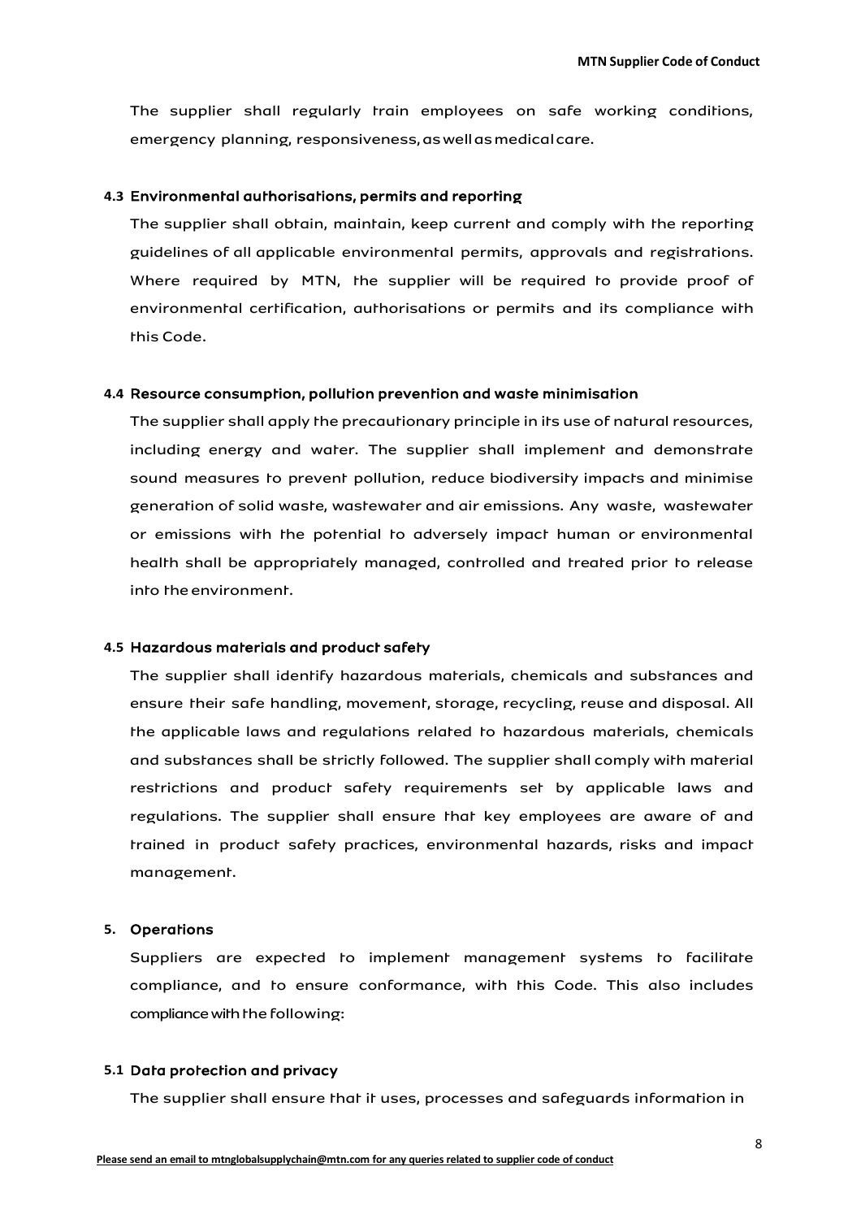The supplier shall regularly train employees on safe working conditions, emergency planning, responsiveness, as well as medical care.

### 4.3 Environmental authorisations, permits and reporting

The supplier shall obtain, maintain, keep current and comply with the reporting guidelines of all applicable environmental permits, approvals and registrations. Where required by MTN, the supplier will be required to provide proof of environmental certification, authorisations or permits and its compliance with this Code.

### 4.4 Resource consumption, pollution prevention and waste minimisation

The supplier shall apply the precautionary principle in its use of natural resources, including energy and water. The supplier shall implement and demonstrate sound measures to prevent pollution, reduce biodiversity impacts and minimise generation of solid waste, wastewater and air emissions. Any waste, wastewater or emissions with the potential to adversely impact human or environmental health shall be appropriately managed, controlled and treated prior to release into the environment.

### 4.5 Hazardous materials and product safety

The supplier shall identify hazardous materials, chemicals and substances and ensure their safe handling, movement, storage, recycling, reuse and disposal. All the applicable laws and regulations related to hazardous materials, chemicals and substances shall be strictly followed. The supplier shall comply with material restrictions and product safety requirements set by applicable laws and regulations. The supplier shall ensure that key employees are aware of and trained in product safety practices, environmental hazards, risks and impact management.

## 5. Operations

Suppliers are expected to implement management systems to facilitate compliance, and to ensure conformance, with this Code. This also includes compliance with the following:

### 5.1 Data protection and privacy

The supplier shall ensure that it uses, processes and safeguards information in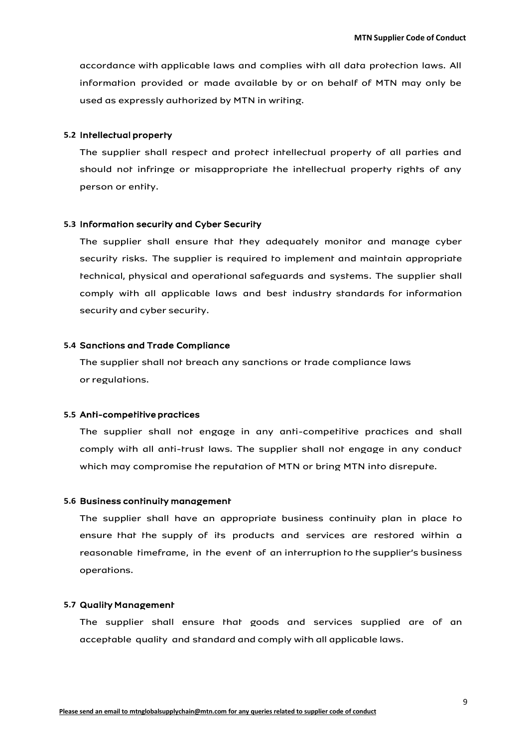accordance with applicable laws and complies with all data protection laws. All information provided or made available by or on behalf of MTN may only be used as expressly authorized by MTN in writing.

### 5.2 Intellectual property

The supplier shall respect and protect intellectual property of all parties and should not infringe or misappropriate the intellectual property rights of any person or entity.

### 5.3 Information security and Cyber Security

The supplier shall ensure that they adequately monitor and manage cyber security risks. The supplier is required to implement and maintain appropriate technical, physical and operational safeguards and systems. The supplier shall comply with all applicable laws and best industry standards for information security and cyber security.

### 5.4 Sanctions and Trade Compliance

The supplier shall not breach any sanctions or trade compliance laws or regulations.

### 5.5 Anti-competitive practices

The supplier shall not engage in any anti-competitive practices and shall comply with all anti-trust laws. The supplier shall not engage in any conduct which may compromise the reputation of MTN or bring MTN into disrepute.

### 5.6 Business continuity management

The supplier shall have an appropriate business continuity plan in place to ensure that the supply of its products and services are restored within a reasonable timeframe, in the event of an interruption to the supplier's business operations.

### 5.7 Quality Management

The supplier shall ensure that goods and services supplied are of an acceptable quality and standard and comply with all applicable laws.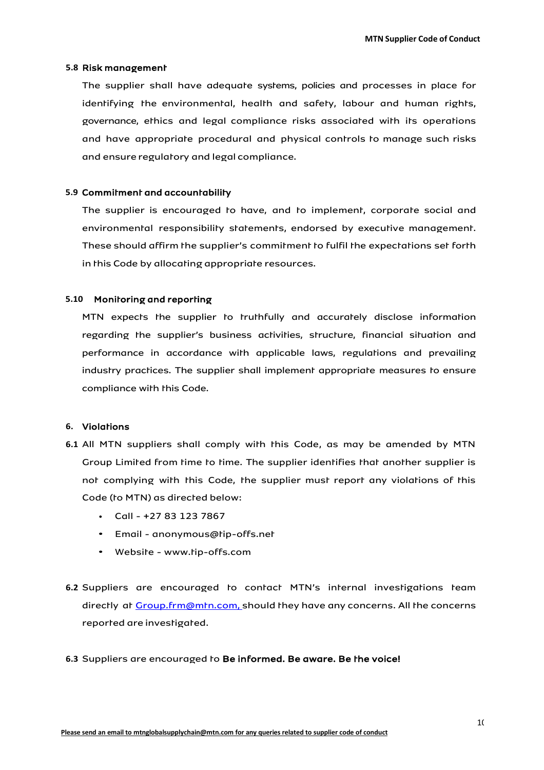### 5.8 Risk management

The supplier shall have adequate systems, policies and processes in place for identifying the environmental, health and safety, labour and human rights, governance, ethics and legal compliance risks associated with its operations and have appropriate procedural and physical controls to manage such risks and ensure regulatory and legal compliance.

### 5.9 Commitment and accountability

The supplier is encouraged to have, and to implement, corporate social and environmental responsibility statements, endorsed by executive management. These should affirm the supplier's commitment to fulfil the expectations set forth in this Code by allocating appropriate resources.

### 5.10 Monitoring and reporting

MTN expects the supplier to truthfully and accurately disclose information regarding the supplier's business activities, structure, financial situation and performance in accordance with applicable laws, regulations and prevailing industry practices. The supplier shall implement appropriate measures to ensure compliance with this Code.

## 6. Violations

**6.1** All MTN suppliers shall comply with this Code, as may be amended by MTN Group Limited from time to time. The supplier identifies that another supplier is not complying with this Code, the supplier must report any violations of this Code (to MTN) as directed below:

- Call - +27 83 123 7867
- Email - anonymous@tip-offs.net
- Website - www.tip-offs.com

**6.2** Suppliers are encouraged to contact MTN's internal investigations team directly at Group.frm@mtn.com, should they have any concerns. All the concerns reported are investigated.

**6.3** Suppliers are encouraged to **Be informed. Be aware. Be the voice!**

**Please send an email to mtnglobalsupplychain@mtn.com for any queries related to supplier code of conduct**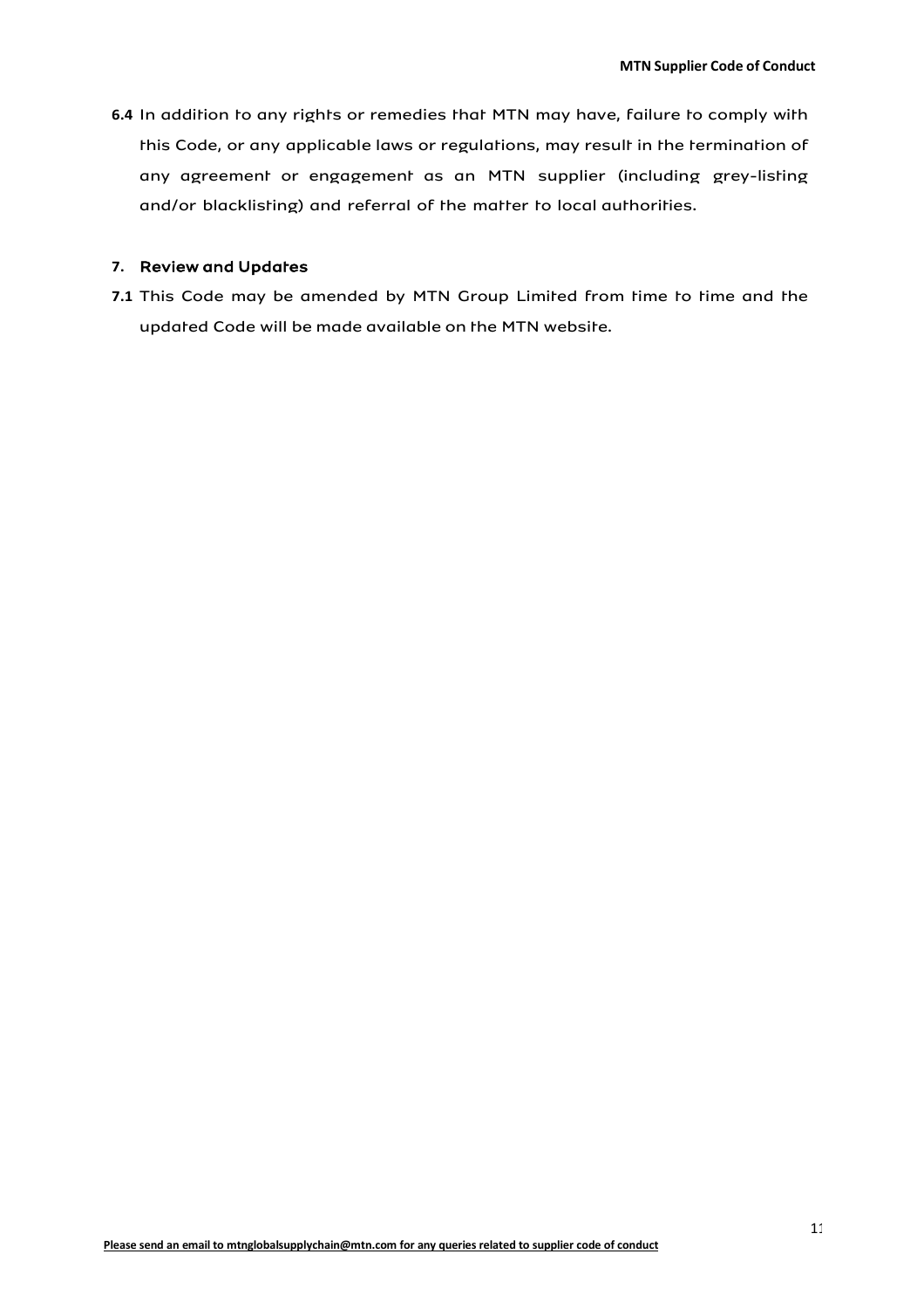**6.4** In addition to any rights or remedies that MTN may have, failure to comply with this Code, or any applicable laws or regulations, may result in the termination of any agreement or engagement as an MTN supplier (including grey-listing and/or blacklisting) and referral of the matter to local authorities.

## 7. Review and Updates

**7.1** This Code may be amended by MTN Group Limited from time to time and the updated Code will be made available on the MTN website.